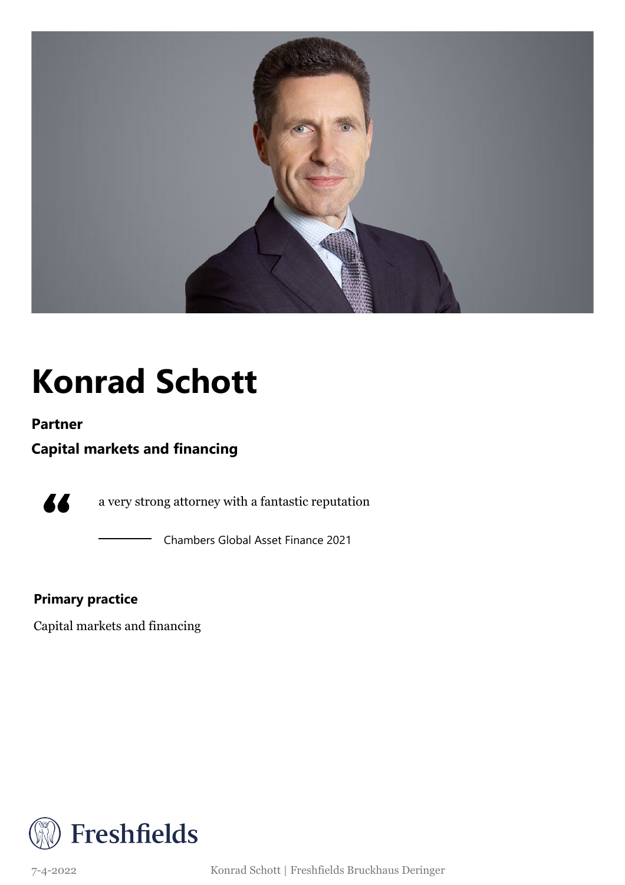# Konrad Schott

**Partner**

**Capital markets and financing**

> a very strong attorney with a fantastic reputation
>
> — Chambers Global Asset Finance 2021

**Primary practice**

Capital markets and financing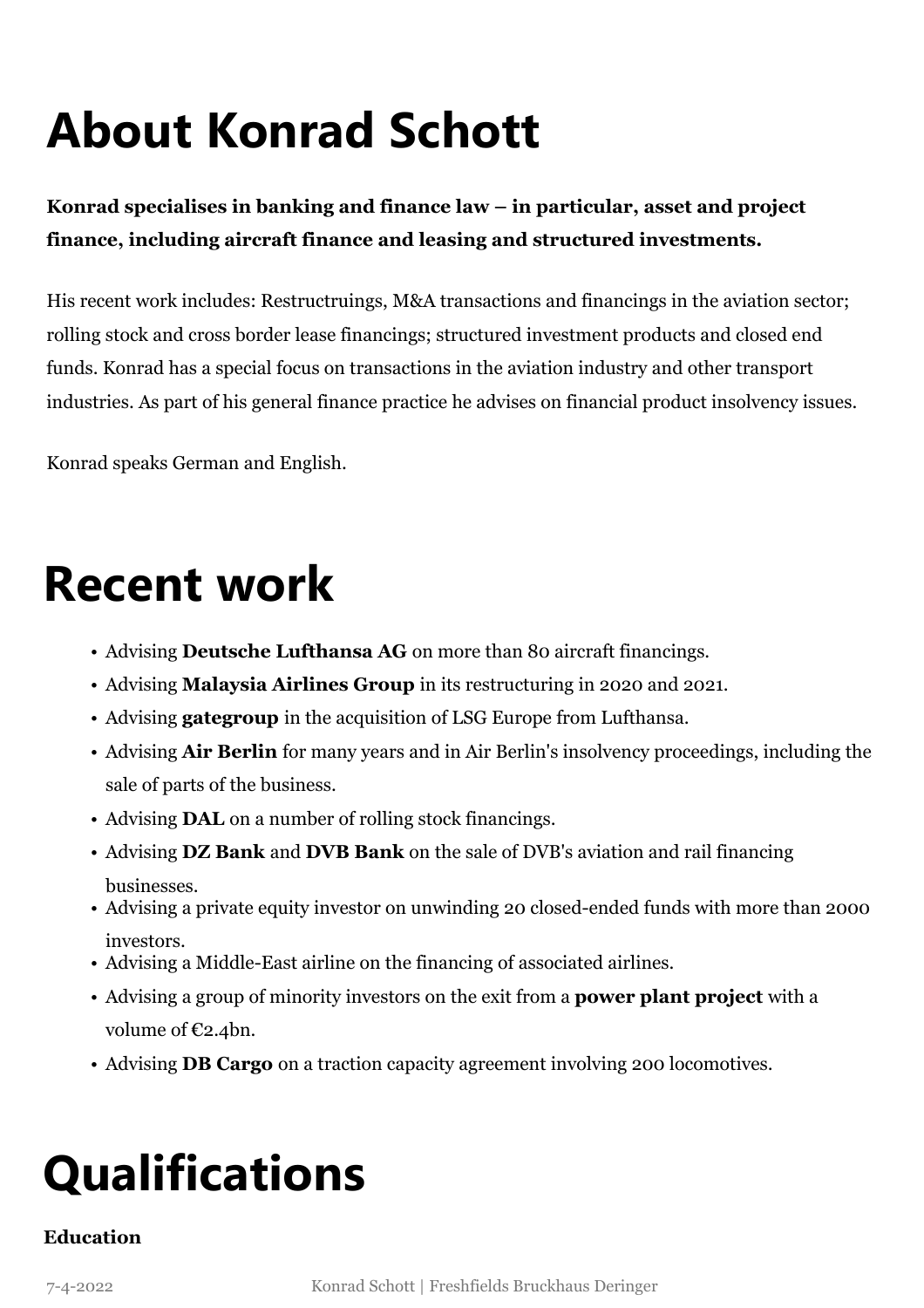# About Konrad Schott

**Konrad specialises in banking and finance law – in particular, asset and project finance, including aircraft finance and leasing and structured investments.**

His recent work includes: Restructruings, M&A transactions and financings in the aviation sector; rolling stock and cross border lease financings; structured investment products and closed end funds. Konrad has a special focus on transactions in the aviation industry and other transport industries. As part of his general finance practice he advises on financial product insolvency issues.

Konrad speaks German and English.

# Recent work

- Advising **Deutsche Lufthansa AG** on more than 80 aircraft financings.
- Advising **Malaysia Airlines Group** in its restructuring in 2020 and 2021.
- Advising **gategroup** in the acquisition of LSG Europe from Lufthansa.
- Advising **Air Berlin** for many years and in Air Berlin's insolvency proceedings, including the sale of parts of the business.
- Advising **DAL** on a number of rolling stock financings.
- Advising **DZ Bank** and **DVB Bank** on the sale of DVB's aviation and rail financing businesses.
- Advising a private equity investor on unwinding 20 closed-ended funds with more than 2000 investors.
- Advising a Middle-East airline on the financing of associated airlines.
- Advising a group of minority investors on the exit from a **power plant project** with a volume of €2.4bn.
- Advising **DB Cargo** on a traction capacity agreement involving 200 locomotives.

# Qualifications

**Education**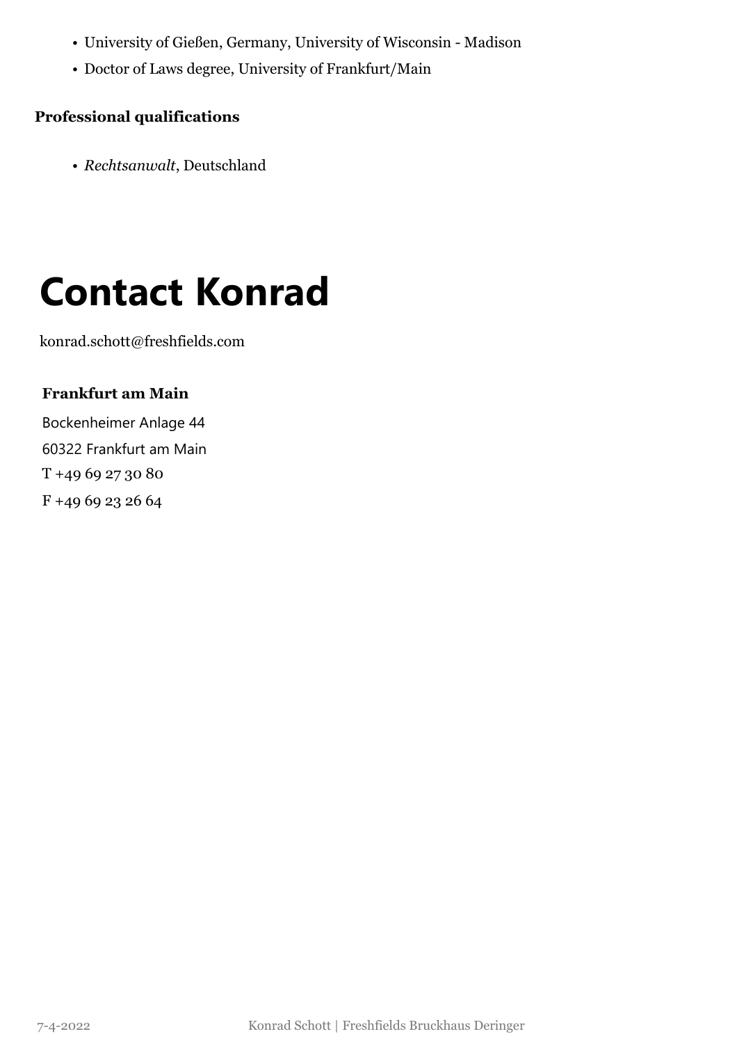- University of Gießen, Germany, University of Wisconsin - Madison
- Doctor of Laws degree, University of Frankfurt/Main

**Professional qualifications**

- *Rechtsanwalt*, Deutschland

# Contact Konrad

konrad.schott@freshfields.com

**Frankfurt am Main**

Bockenheimer Anlage 44

60322 Frankfurt am Main

T +49 69 27 30 80

F +49 69 23 26 64